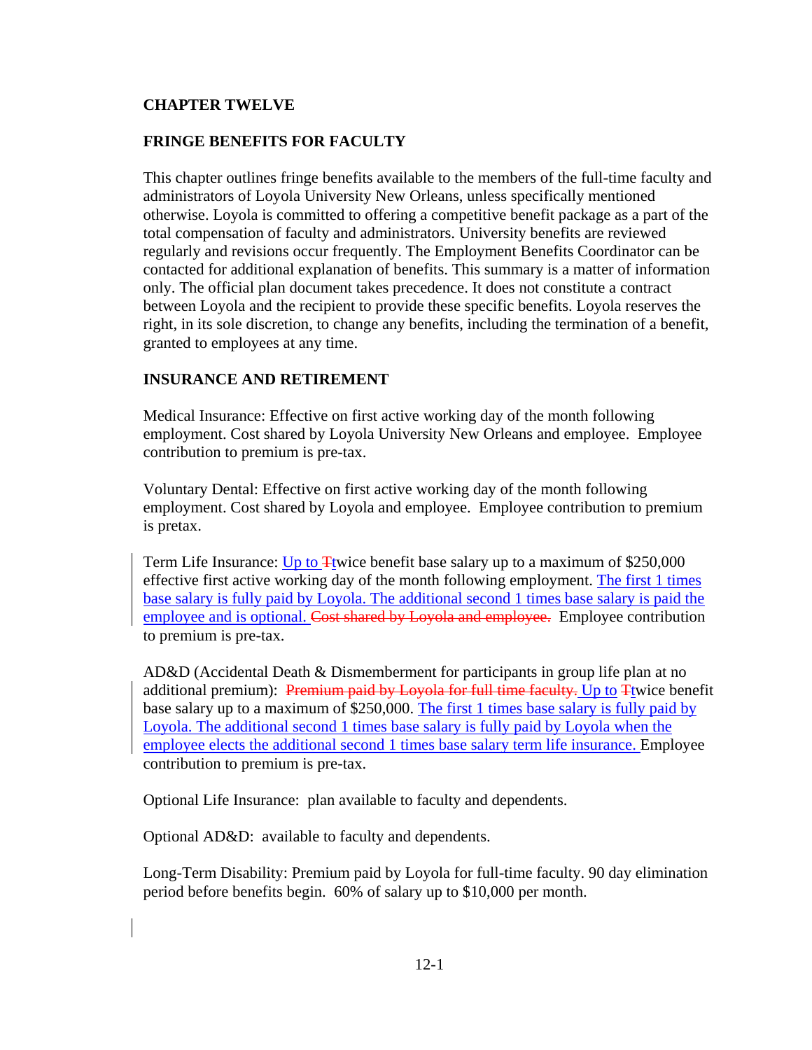**CHAPTER TWELVE**

**FRINGE BENEFITS FOR FACULTY**

This chapter outlines fringe benefits available to the members of the full-time faculty and administrators of Loyola University New Orleans, unless specifically mentioned otherwise. Loyola is committed to offering a competitive benefit package as a part of the total compensation of faculty and administrators. University benefits are reviewed regularly and revisions occur frequently. The Employment Benefits Coordinator can be contacted for additional explanation of benefits. This summary is a matter of information only. The official plan document takes precedence. It does not constitute a contract between Loyola and the recipient to provide these specific benefits. Loyola reserves the right, in its sole discretion, to change any benefits, including the termination of a benefit, granted to employees at any time.

**INSURANCE AND RETIREMENT**

Medical Insurance: Effective on first active working day of the month following employment. Cost shared by Loyola University New Orleans and employee. Employee contribution to premium is pre-tax.

Voluntary Dental: Effective on first active working day of the month following employment. Cost shared by Loyola and employee. Employee contribution to premium is pretax.

Term Life Insurance: Up to ~~T~~twice benefit base salary up to a maximum of $250,000 effective first active working day of the month following employment. The first 1 times base salary is fully paid by Loyola. The additional second 1 times base salary is paid the employee and is optional. ~~Cost shared by Loyola and employee.~~ Employee contribution to premium is pre-tax.

AD&D (Accidental Death & Dismemberment for participants in group life plan at no additional premium): ~~Premium paid by Loyola for full time faculty.~~ Up to ~~T~~twice benefit base salary up to a maximum of $250,000. The first 1 times base salary is fully paid by Loyola. The additional second 1 times base salary is fully paid by Loyola when the employee elects the additional second 1 times base salary term life insurance. Employee contribution to premium is pre-tax.

Optional Life Insurance: plan available to faculty and dependents.

Optional AD&D: available to faculty and dependents.

Long-Term Disability: Premium paid by Loyola for full-time faculty. 90 day elimination period before benefits begin. 60% of salary up to $10,000 per month.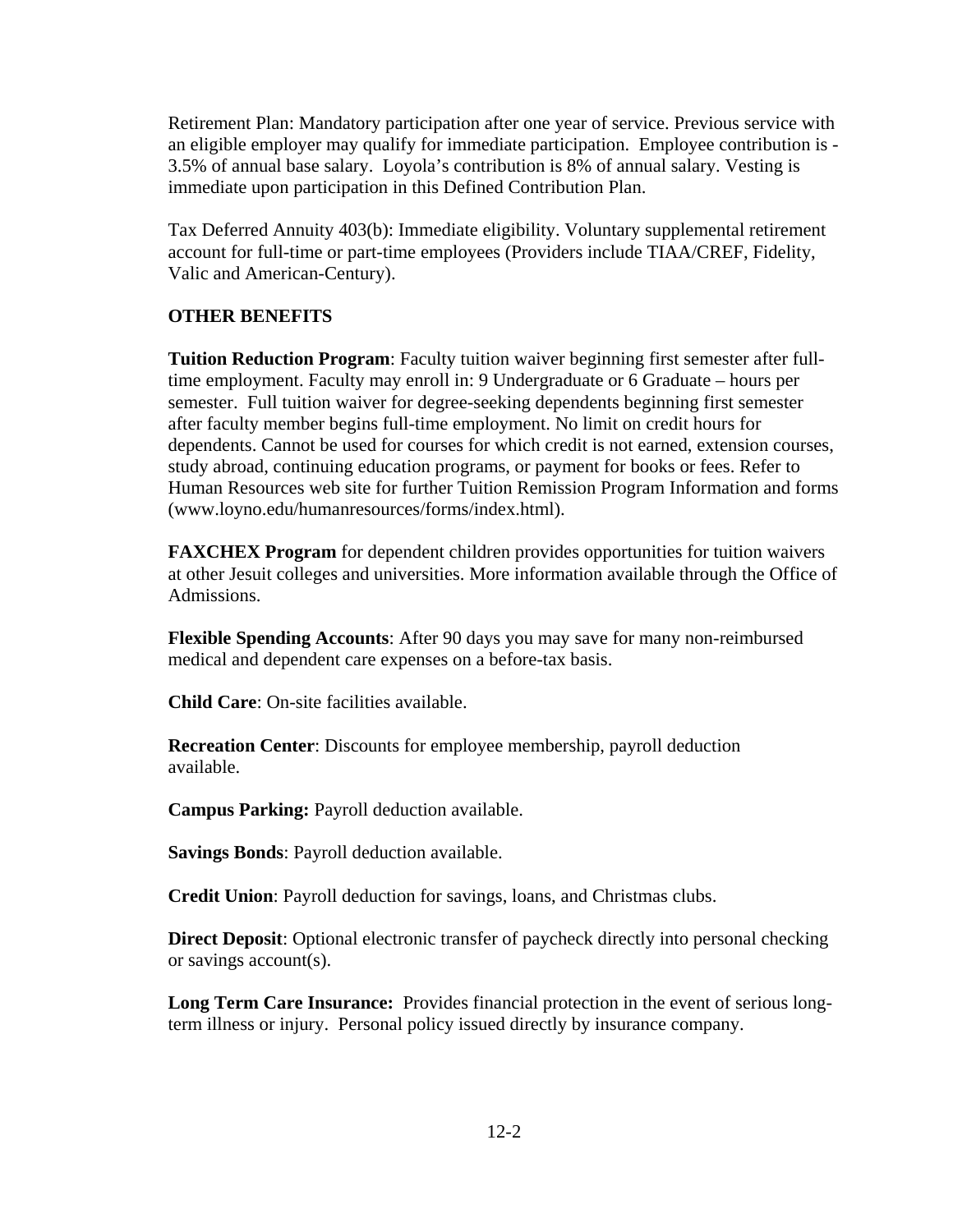Retirement Plan: Mandatory participation after one year of service. Previous service with an eligible employer may qualify for immediate participation. Employee contribution is - 3.5% of annual base salary. Loyola's contribution is 8% of annual salary. Vesting is immediate upon participation in this Defined Contribution Plan.

Tax Deferred Annuity 403(b): Immediate eligibility. Voluntary supplemental retirement account for full-time or part-time employees (Providers include TIAA/CREF, Fidelity, Valic and American-Century).

**OTHER BENEFITS**

**Tuition Reduction Program**: Faculty tuition waiver beginning first semester after full-time employment. Faculty may enroll in: 9 Undergraduate or 6 Graduate – hours per semester. Full tuition waiver for degree-seeking dependents beginning first semester after faculty member begins full-time employment. No limit on credit hours for dependents. Cannot be used for courses for which credit is not earned, extension courses, study abroad, continuing education programs, or payment for books or fees. Refer to Human Resources web site for further Tuition Remission Program Information and forms (www.loyno.edu/humanresources/forms/index.html).

**FAXCHEX Program** for dependent children provides opportunities for tuition waivers at other Jesuit colleges and universities. More information available through the Office of Admissions.

**Flexible Spending Accounts**: After 90 days you may save for many non-reimbursed medical and dependent care expenses on a before-tax basis.

**Child Care**: On-site facilities available.

**Recreation Center**: Discounts for employee membership, payroll deduction available.

**Campus Parking:** Payroll deduction available.

**Savings Bonds**: Payroll deduction available.

**Credit Union**: Payroll deduction for savings, loans, and Christmas clubs.

**Direct Deposit**: Optional electronic transfer of paycheck directly into personal checking or savings account(s).

**Long Term Care Insurance:** Provides financial protection in the event of serious long-term illness or injury. Personal policy issued directly by insurance company.